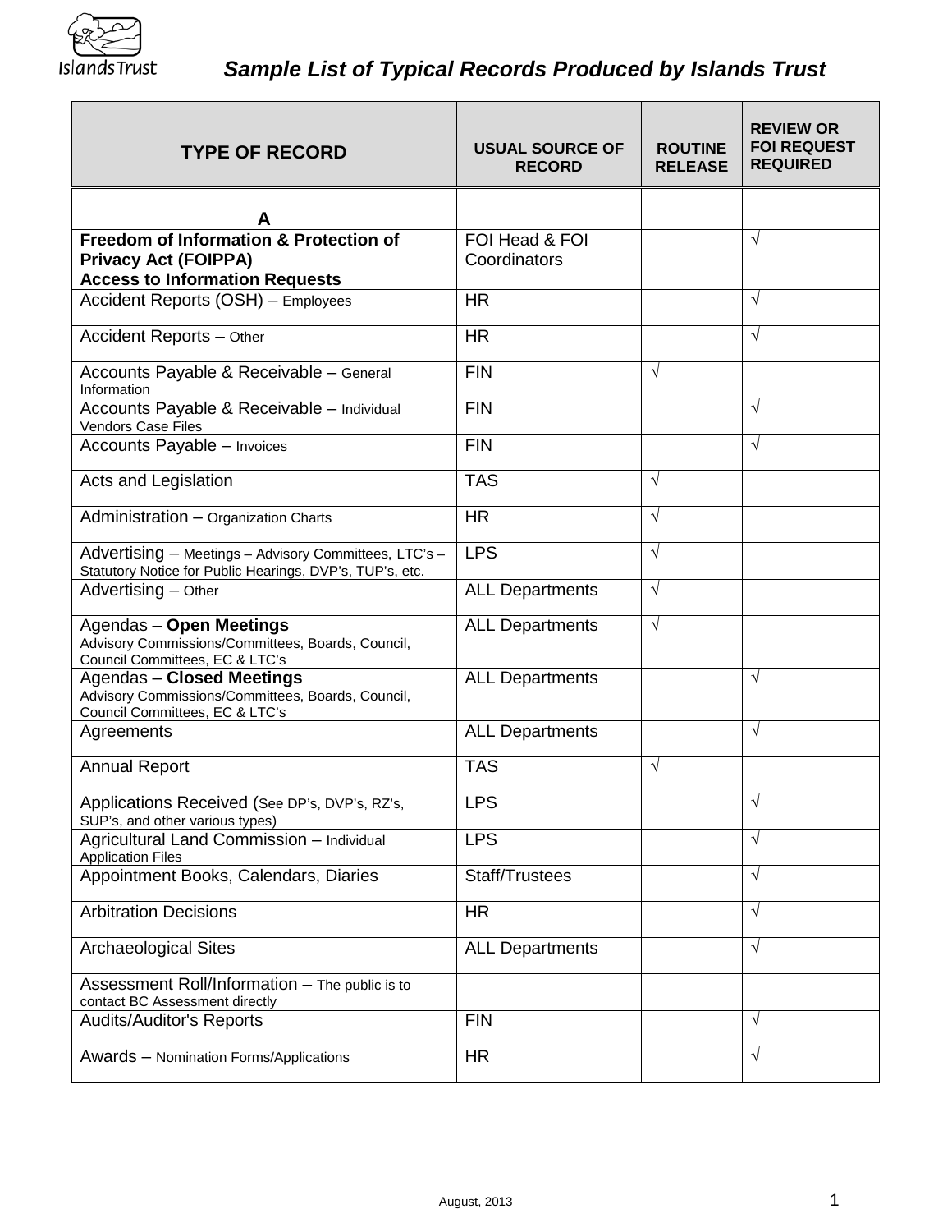# *Sample List of Typical Records Produced by Islands Trust*

| TYPE OF RECORD | USUAL SOURCE OF RECORD | ROUTINE RELEASE | REVIEW OR FOI REQUEST REQUIRED |
|---|---|---|---|
| **A** | | | |
| **Freedom of Information & Protection of Privacy Act (FOIPPA) Access to Information Requests** | FOI Head & FOI Coordinators | | √ |
| Accident Reports (OSH) – Employees | HR | | √ |
| Accident Reports – Other | HR | | √ |
| Accounts Payable & Receivable – General Information | FIN | √ | |
| Accounts Payable & Receivable – Individual Vendors Case Files | FIN | | √ |
| Accounts Payable – Invoices | FIN | | √ |
| Acts and Legislation | TAS | √ | |
| Administration – Organization Charts | HR | √ | |
| Advertising – Meetings – Advisory Committees, LTC's – Statutory Notice for Public Hearings, DVP's, TUP's, etc. | LPS | √ | |
| Advertising – Other | ALL Departments | √ | |
| Agendas – **Open Meetings** Advisory Commissions/Committees, Boards, Council, Council Committees, EC & LTC's | ALL Departments | √ | |
| Agendas – **Closed Meetings** Advisory Commissions/Committees, Boards, Council, Council Committees, EC & LTC's | ALL Departments | | √ |
| Agreements | ALL Departments | | √ |
| Annual Report | TAS | √ | |
| Applications Received (See DP's, DVP's, RZ's, SUP's, and other various types) | LPS | | √ |
| Agricultural Land Commission – Individual Application Files | LPS | | √ |
| Appointment Books, Calendars, Diaries | Staff/Trustees | | √ |
| Arbitration Decisions | HR | | √ |
| Archaeological Sites | ALL Departments | | √ |
| Assessment Roll/Information – The public is to contact BC Assessment directly | | | |
| Audits/Auditor's Reports | FIN | | √ |
| Awards – Nomination Forms/Applications | HR | | √ |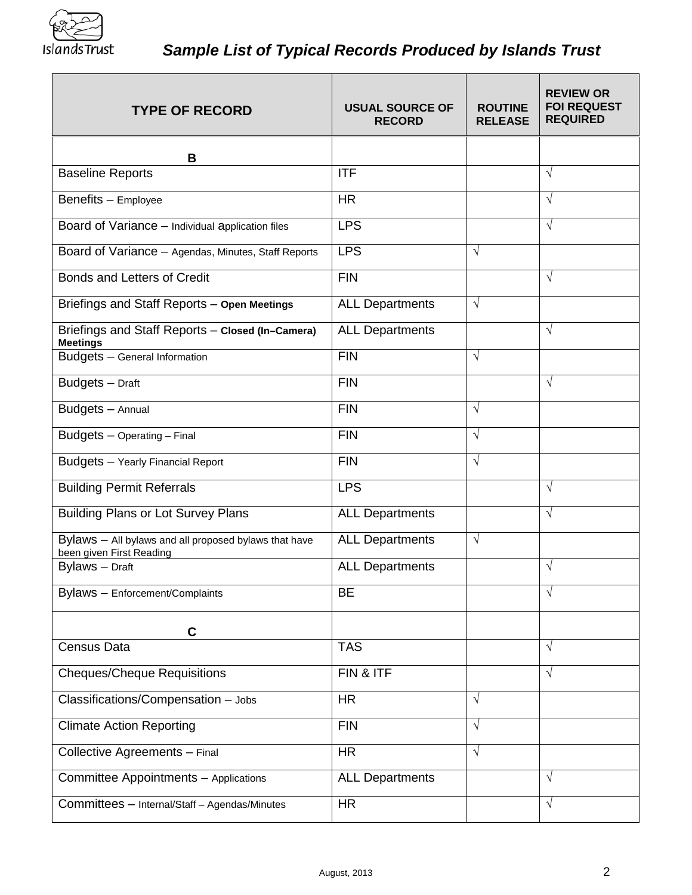*Sample List of Typical Records Produced by Islands Trust*

| TYPE OF RECORD | USUAL SOURCE OF RECORD | ROUTINE RELEASE | REVIEW OR FOI REQUEST REQUIRED |
|---|---|---|---|
| **B** | | | |
| Baseline Reports | ITF | | √ |
| Benefits – Employee | HR | | √ |
| Board of Variance – Individual application files | LPS | | √ |
| Board of Variance – Agendas, Minutes, Staff Reports | LPS | √ | |
| Bonds and Letters of Credit | FIN | | √ |
| Briefings and Staff Reports – **Open Meetings** | ALL Departments | √ | |
| Briefings and Staff Reports – **Closed (In–Camera) Meetings** | ALL Departments | | √ |
| Budgets – General Information | FIN | √ | |
| Budgets – Draft | FIN | | √ |
| Budgets – Annual | FIN | √ | |
| Budgets – Operating – Final | FIN | √ | |
| Budgets – Yearly Financial Report | FIN | √ | |
| Building Permit Referrals | LPS | | √ |
| Building Plans or Lot Survey Plans | ALL Departments | | √ |
| Bylaws – All bylaws and all proposed bylaws that have been given First Reading | ALL Departments | √ | |
| Bylaws – Draft | ALL Departments | | √ |
| Bylaws – Enforcement/Complaints | BE | | √ |
| **C** | | | |
| Census Data | TAS | | √ |
| Cheques/Cheque Requisitions | FIN & ITF | | √ |
| Classifications/Compensation – Jobs | HR | √ | |
| Climate Action Reporting | FIN | √ | |
| Collective Agreements – Final | HR | √ | |
| Committee Appointments – Applications | ALL Departments | | √ |
| Committees – Internal/Staff – Agendas/Minutes | HR | | √ |

August, 2013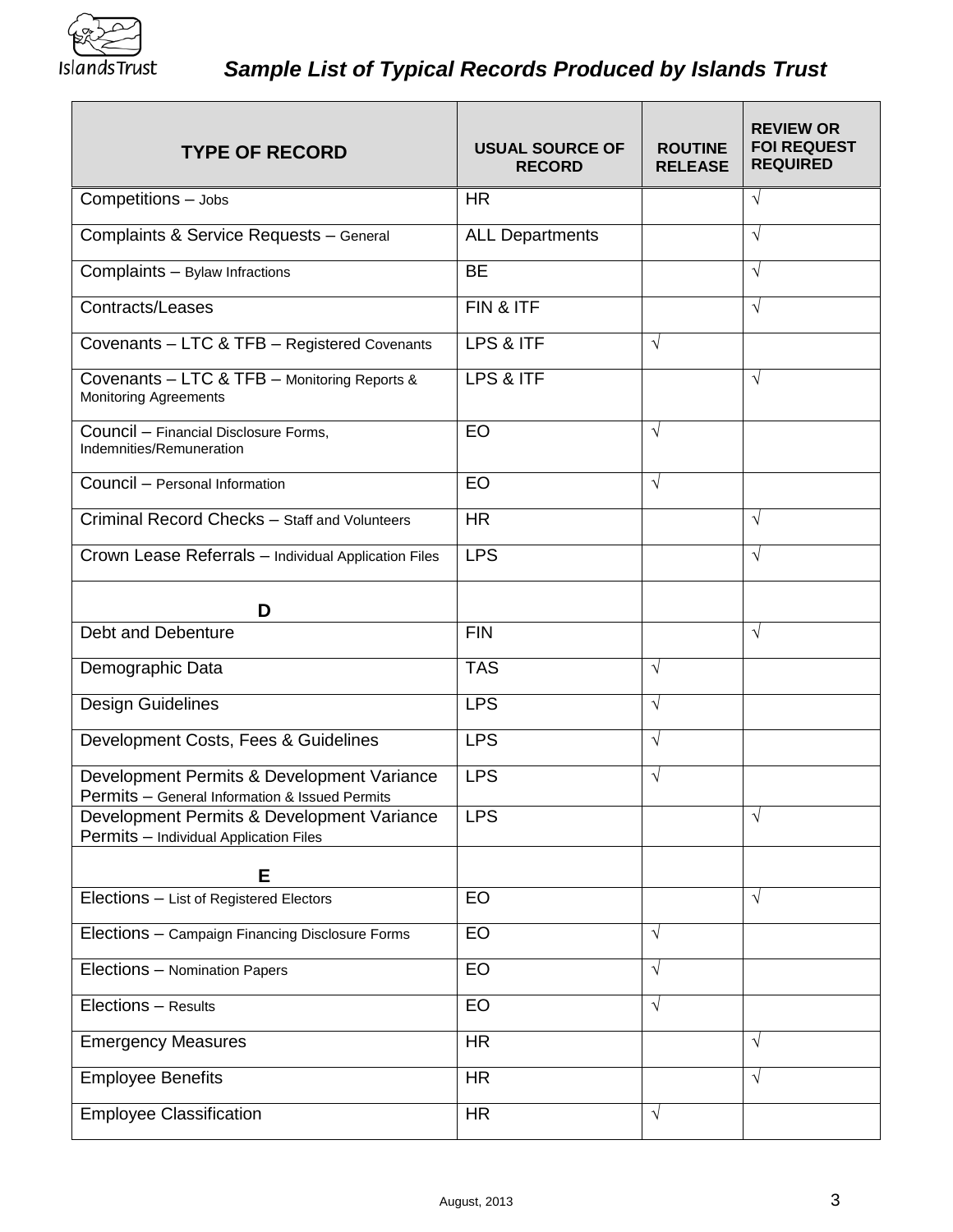## *Sample List of Typical Records Produced by Islands Trust*

| TYPE OF RECORD | USUAL SOURCE OF RECORD | ROUTINE RELEASE | REVIEW OR FOI REQUEST REQUIRED |
|---|---|---|---|
| Competitions – Jobs | HR | | √ |
| Complaints & Service Requests – General | ALL Departments | | √ |
| Complaints – Bylaw Infractions | BE | | √ |
| Contracts/Leases | FIN & ITF | | √ |
| Covenants – LTC & TFB – Registered Covenants | LPS & ITF | √ | |
| Covenants – LTC & TFB – Monitoring Reports & Monitoring Agreements | LPS & ITF | | √ |
| Council – Financial Disclosure Forms, Indemnities/Remuneration | EO | √ | |
| Council – Personal Information | EO | √ | |
| Criminal Record Checks – Staff and Volunteers | HR | | √ |
| Crown Lease Referrals – Individual Application Files | LPS | | √ |
| **D** | | | |
| Debt and Debenture | FIN | | √ |
| Demographic Data | TAS | √ | |
| Design Guidelines | LPS | √ | |
| Development Costs, Fees & Guidelines | LPS | √ | |
| Development Permits & Development Variance Permits – General Information & Issued Permits | LPS | √ | |
| Development Permits & Development Variance Permits – Individual Application Files | LPS | | √ |
| **E** | | | |
| Elections – List of Registered Electors | EO | | √ |
| Elections – Campaign Financing Disclosure Forms | EO | √ | |
| Elections – Nomination Papers | EO | √ | |
| Elections – Results | EO | √ | |
| Emergency Measures | HR | | √ |
| Employee Benefits | HR | | √ |
| Employee Classification | HR | √ | |

August, 2013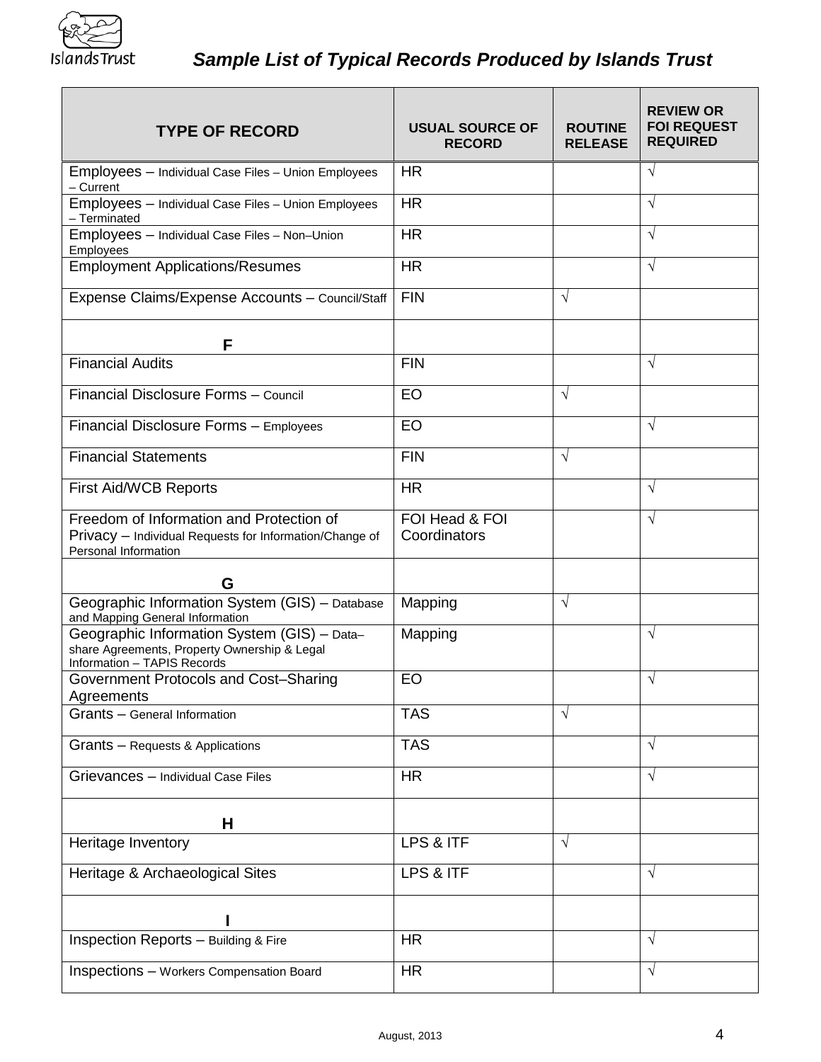## Sample List of Typical Records Produced by Islands Trust

| TYPE OF RECORD | USUAL SOURCE OF RECORD | ROUTINE RELEASE | REVIEW OR FOI REQUEST REQUIRED |
|---|---|---|---|
| Employees – Individual Case Files – Union Employees – Current | HR | | √ |
| Employees – Individual Case Files – Union Employees – Terminated | HR | | √ |
| Employees – Individual Case Files – Non–Union Employees | HR | | √ |
| Employment Applications/Resumes | HR | | √ |
| Expense Claims/Expense Accounts – Council/Staff | FIN | √ | |
| **F** | | | |
| Financial Audits | FIN | | √ |
| Financial Disclosure Forms – Council | EO | √ | |
| Financial Disclosure Forms – Employees | EO | | √ |
| Financial Statements | FIN | √ | |
| First Aid/WCB Reports | HR | | √ |
| Freedom of Information and Protection of Privacy – Individual Requests for Information/Change of Personal Information | FOI Head & FOI Coordinators | | √ |
| **G** | | | |
| Geographic Information System (GIS) – Database and Mapping General Information | Mapping | √ | |
| Geographic Information System (GIS) – Data–share Agreements, Property Ownership & Legal Information – TAPIS Records | Mapping | | √ |
| Government Protocols and Cost–Sharing Agreements | EO | | √ |
| Grants – General Information | TAS | √ | |
| Grants – Requests & Applications | TAS | | √ |
| Grievances – Individual Case Files | HR | | √ |
| **H** | | | |
| Heritage Inventory | LPS & ITF | √ | |
| Heritage & Archaeological Sites | LPS & ITF | | √ |
| **I** | | | |
| Inspection Reports – Building & Fire | HR | | √ |
| Inspections – Workers Compensation Board | HR | | √ |

August, 2013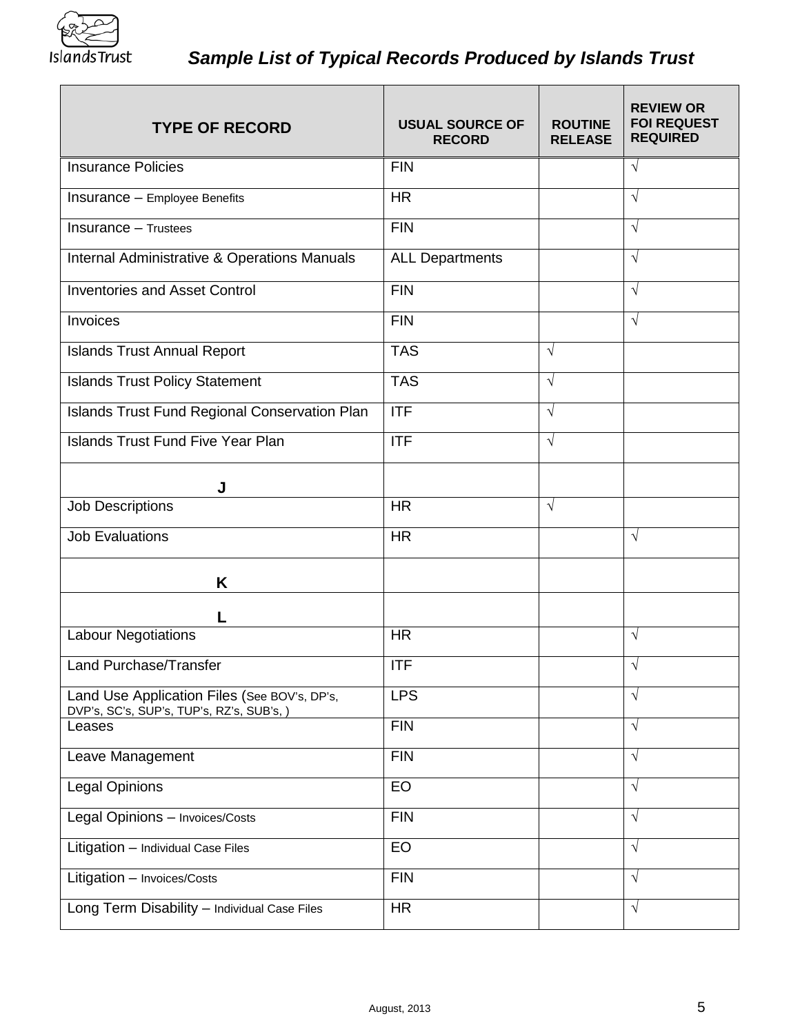## *Sample List of Typical Records Produced by Islands Trust*

| TYPE OF RECORD | USUAL SOURCE OF RECORD | ROUTINE RELEASE | REVIEW OR FOI REQUEST REQUIRED |
|---|---|---|---|
| Insurance Policies | FIN | | √ |
| Insurance – Employee Benefits | HR | | √ |
| Insurance – Trustees | FIN | | √ |
| Internal Administrative & Operations Manuals | ALL Departments | | √ |
| Inventories and Asset Control | FIN | | √ |
| Invoices | FIN | | √ |
| Islands Trust Annual Report | TAS | √ | |
| Islands Trust Policy Statement | TAS | √ | |
| Islands Trust Fund Regional Conservation Plan | ITF | √ | |
| Islands Trust Fund Five Year Plan | ITF | √ | |
| **J** | | | |
| Job Descriptions | HR | √ | |
| Job Evaluations | HR | | √ |
| **K** | | | |
| **L** | | | |
| Labour Negotiations | HR | | √ |
| Land Purchase/Transfer | ITF | | √ |
| Land Use Application Files (See BOV's, DP's, DVP's, SC's, SUP's, TUP's, RZ's, SUB's, ) | LPS | | √ |
| Leases | FIN | | √ |
| Leave Management | FIN | | √ |
| Legal Opinions | EO | | √ |
| Legal Opinions – Invoices/Costs | FIN | | √ |
| Litigation – Individual Case Files | EO | | √ |
| Litigation – Invoices/Costs | FIN | | √ |
| Long Term Disability – Individual Case Files | HR | | √ |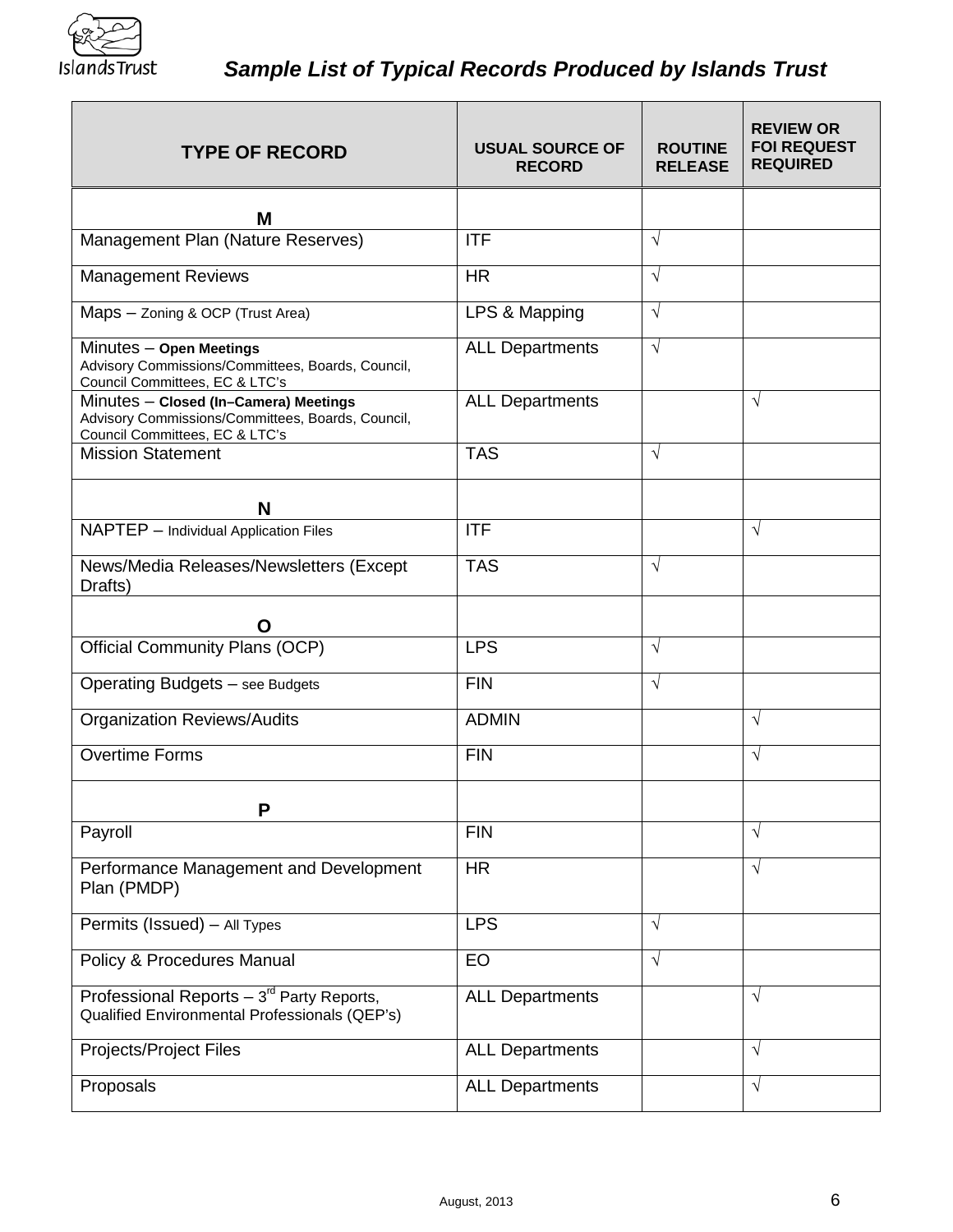## *Sample List of Typical Records Produced by Islands Trust*

| TYPE OF RECORD | USUAL SOURCE OF RECORD | ROUTINE RELEASE | REVIEW OR FOI REQUEST REQUIRED |
|---|---|---|---|
| **M** | | | |
| Management Plan (Nature Reserves) | ITF | √ | |
| Management Reviews | HR | √ | |
| Maps – Zoning & OCP (Trust Area) | LPS & Mapping | √ | |
| Minutes – **Open Meetings** Advisory Commissions/Committees, Boards, Council, Council Committees, EC & LTC's | ALL Departments | √ | |
| Minutes – **Closed (In–Camera) Meetings** Advisory Commissions/Committees, Boards, Council, Council Committees, EC & LTC's | ALL Departments | | √ |
| Mission Statement | TAS | √ | |
| **N** | | | |
| NAPTEP – Individual Application Files | ITF | | √ |
| News/Media Releases/Newsletters (Except Drafts) | TAS | √ | |
| **O** | | | |
| Official Community Plans (OCP) | LPS | √ | |
| Operating Budgets – see Budgets | FIN | √ | |
| Organization Reviews/Audits | ADMIN | | √ |
| Overtime Forms | FIN | | √ |
| **P** | | | |
| Payroll | FIN | | √ |
| Performance Management and Development Plan (PMDP) | HR | | √ |
| Permits (Issued) – All Types | LPS | √ | |
| Policy & Procedures Manual | EO | √ | |
| Professional Reports – 3rd Party Reports, Qualified Environmental Professionals (QEP's) | ALL Departments | | √ |
| Projects/Project Files | ALL Departments | | √ |
| Proposals | ALL Departments | | √ |

August, 2013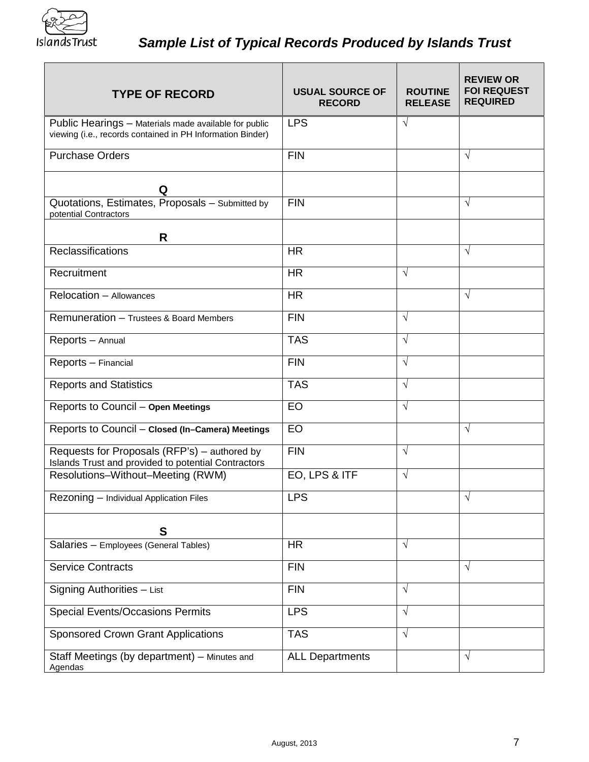## *Sample List of Typical Records Produced by Islands Trust*

| TYPE OF RECORD | USUAL SOURCE OF RECORD | ROUTINE RELEASE | REVIEW OR FOI REQUEST REQUIRED |
|---|---|---|---|
| Public Hearings – Materials made available for public viewing (i.e., records contained in PH Information Binder) | LPS | √ | |
| Purchase Orders | FIN | | √ |
| **Q** | | | |
| Quotations, Estimates, Proposals – Submitted by potential Contractors | FIN | | √ |
| **R** | | | |
| Reclassifications | HR | | √ |
| Recruitment | HR | √ | |
| Relocation – Allowances | HR | | √ |
| Remuneration – Trustees & Board Members | FIN | √ | |
| Reports – Annual | TAS | √ | |
| Reports – Financial | FIN | √ | |
| Reports and Statistics | TAS | √ | |
| Reports to Council – **Open Meetings** | EO | √ | |
| Reports to Council – **Closed (In–Camera) Meetings** | EO | | √ |
| Requests for Proposals (RFP's) – authored by Islands Trust and provided to potential Contractors | FIN | √ | |
| Resolutions–Without–Meeting (RWM) | EO, LPS & ITF | √ | |
| Rezoning – Individual Application Files | LPS | | √ |
| **S** | | | |
| Salaries – Employees (General Tables) | HR | √ | |
| Service Contracts | FIN | | √ |
| Signing Authorities – List | FIN | √ | |
| Special Events/Occasions Permits | LPS | √ | |
| Sponsored Crown Grant Applications | TAS | √ | |
| Staff Meetings (by department) – Minutes and Agendas | ALL Departments | | √ |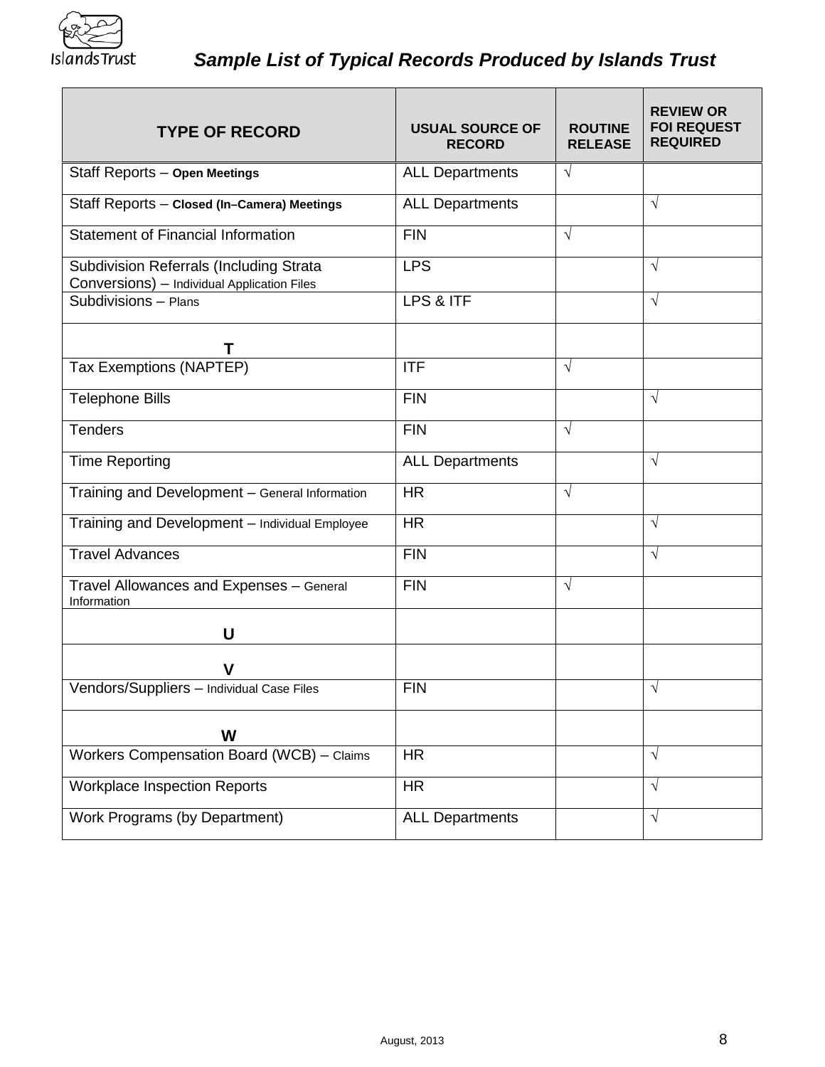## *Sample List of Typical Records Produced by Islands Trust*

| TYPE OF RECORD | USUAL SOURCE OF RECORD | ROUTINE RELEASE | REVIEW OR FOI REQUEST REQUIRED |
|---|---|---|---|
| Staff Reports – **Open Meetings** | ALL Departments | √ | |
| Staff Reports – **Closed (In–Camera) Meetings** | ALL Departments | | √ |
| Statement of Financial Information | FIN | √ | |
| Subdivision Referrals (Including Strata Conversions) – Individual Application Files | LPS | | √ |
| Subdivisions – Plans | LPS & ITF | | √ |
| **T** | | | |
| Tax Exemptions (NAPTEP) | ITF | √ | |
| Telephone Bills | FIN | | √ |
| Tenders | FIN | √ | |
| Time Reporting | ALL Departments | | √ |
| Training and Development – General Information | HR | √ | |
| Training and Development – Individual Employee | HR | | √ |
| Travel Advances | FIN | | √ |
| Travel Allowances and Expenses – General Information | FIN | √ | |
| **U** | | | |
| **V** | | | |
| Vendors/Suppliers – Individual Case Files | FIN | | √ |
| **W** | | | |
| Workers Compensation Board (WCB) – Claims | HR | | √ |
| Workplace Inspection Reports | HR | | √ |
| Work Programs (by Department) | ALL Departments | | √ |

August, 2013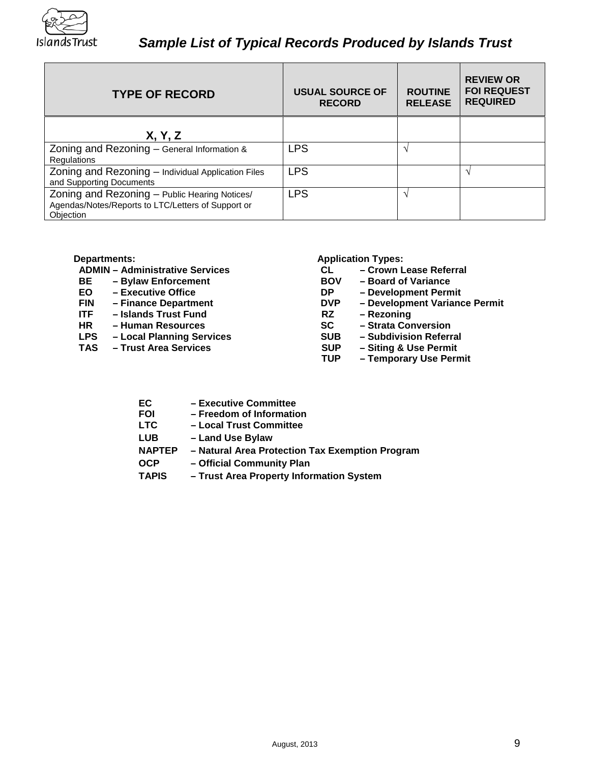# Sample List of Typical Records Produced by Islands Trust

| TYPE OF RECORD | USUAL SOURCE OF RECORD | ROUTINE RELEASE | REVIEW OR FOI REQUEST REQUIRED |
|---|---|---|---|
| **X, Y, Z** | | | |
| Zoning and Rezoning – General Information & Regulations | LPS | √ | |
| Zoning and Rezoning – Individual Application Files and Supporting Documents | LPS | | √ |
| Zoning and Rezoning – Public Hearing Notices/ Agendas/Notes/Reports to LTC/Letters of Support or Objection | LPS | √ | |

**Departments:**

- **ADMIN – Administrative Services**
- **BE – Bylaw Enforcement**
- **EO – Executive Office**
- **FIN – Finance Department**
- **ITF – Islands Trust Fund**
- **HR – Human Resources**
- **LPS – Local Planning Services**
- **TAS – Trust Area Services**

**Application Types:**

- **CL – Crown Lease Referral**
- **BOV – Board of Variance**
- **DP – Development Permit**
- **DVP – Development Variance Permit**
- **RZ – Rezoning**
- **SC – Strata Conversion**
- **SUB – Subdivision Referral**
- **SUP – Siting & Use Permit**
- **TUP – Temporary Use Permit**

- **EC – Executive Committee**
- **FOI – Freedom of Information**
- **LTC – Local Trust Committee**
- **LUB – Land Use Bylaw**
- **NAPTEP – Natural Area Protection Tax Exemption Program**
- **OCP – Official Community Plan**
- **TAPIS – Trust Area Property Information System**

August, 2013